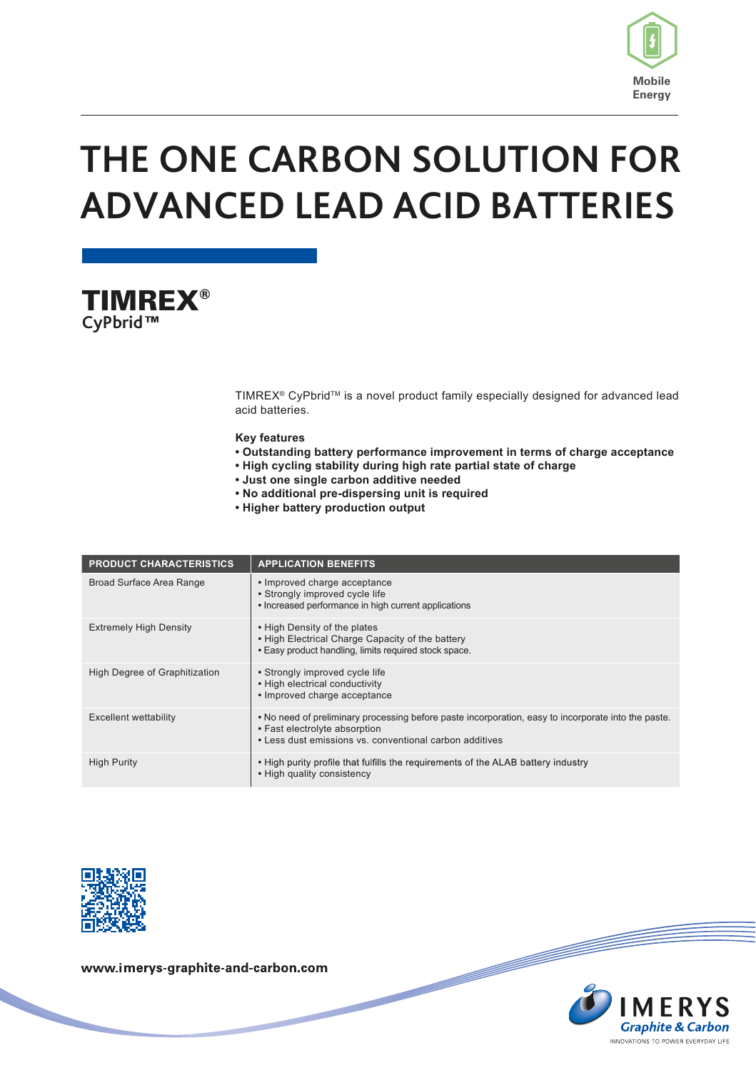Mobile Energy

# THE ONE CARBON SOLUTION FOR ADVANCED LEAD ACID BATTERIES

## TIMREX®
### CyPbrid™

TIMREX® CyPbrid™ is a novel product family especially designed for advanced lead acid batteries.

**Key features**

- **Outstanding battery performance improvement in terms of charge acceptance**
- **High cycling stability during high rate partial state of charge**
- **Just one single carbon additive needed**
- **No additional pre-dispersing unit is required**
- **Higher battery production output**

| PRODUCT CHARACTERISTICS | APPLICATION BENEFITS |
| --- | --- |
| Broad Surface Area Range | • Improved charge acceptance<br>• Strongly improved cycle life<br>• Increased performance in high current applications |
| Extremely High Density | • High Density of the plates<br>• High Electrical Charge Capacity of the battery<br>• Easy product handling, limits required stock space. |
| High Degree of Graphitization | • Strongly improved cycle life<br>• High electrical conductivity<br>• Improved charge acceptance |
| Excellent wettability | • No need of preliminary processing before paste incorporation, easy to incorporate into the paste.<br>• Fast electrolyte absorption<br>• Less dust emissions vs. conventional carbon additives |
| High Purity | • High purity profile that fulfills the requirements of the ALAB battery industry<br>• High quality consistency |

www.imerys-graphite-and-carbon.com

IMERYS Graphite & Carbon
INNOVATIONS TO POWER EVERYDAY LIFE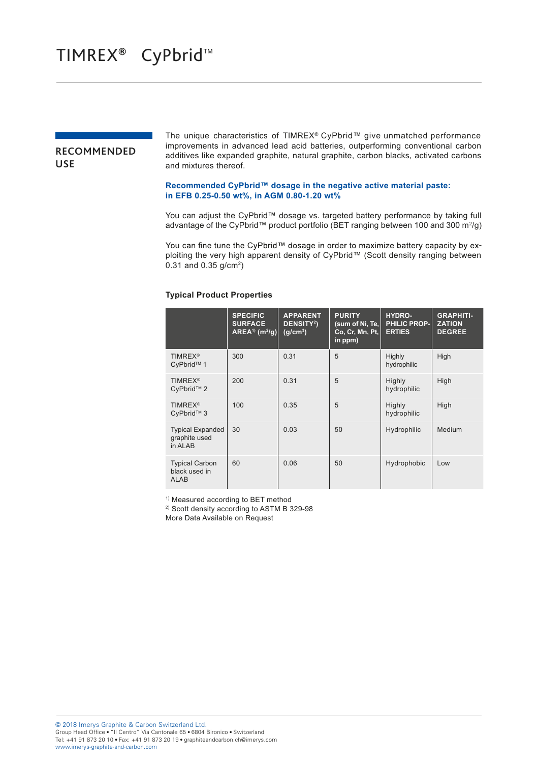# TIMREX® CyPbrid™

## RECOMMENDED USE

The unique characteristics of TIMREX® CyPbrid™ give unmatched performance improvements in advanced lead acid batteries, outperforming conventional carbon additives like expanded graphite, natural graphite, carbon blacks, activated carbons and mixtures thereof.

**Recommended CyPbrid™ dosage in the negative active material paste: in EFB 0.25-0.50 wt%, in AGM 0.80-1.20 wt%**

You can adjust the CyPbrid™ dosage vs. targeted battery performance by taking full advantage of the CyPbrid™ product portfolio (BET ranging between 100 and 300 $m^2/g$)

You can fine tune the CyPbrid™ dosage in order to maximize battery capacity by exploiting the very high apparent density of CyPbrid™ (Scott density ranging between 0.31 and 0.35 $g/cm^2$)

**Typical Product Properties**

| | SPECIFIC SURFACE AREA[1] ($m^2/g$) | APPARENT DENSITY[2] ($g/cm^3$) | PURITY (sum of Ni, Te, Co, Cr, Mn, Pt, in ppm) | HYDRO-PHILIC PROPERTIES | GRAPHITIZATION DEGREE |
|---|---|---|---|---|---|
| TIMREX® CyPbrid™ 1 | 300 | 0.31 | 5 | Highly hydrophilic | High |
| TIMREX® CyPbrid™ 2 | 200 | 0.31 | 5 | Highly hydrophilic | High |
| TIMREX® CyPbrid™ 3 | 100 | 0.35 | 5 | Highly hydrophilic | High |
| Typical Expanded graphite used in ALAB | 30 | 0.03 | 50 | Hydrophilic | Medium |
| Typical Carbon black used in ALAB | 60 | 0.06 | 50 | Hydrophobic | Low |

[1] Measured according to BET method
[2] Scott density according to ASTM B 329-98
More Data Available on Request

© 2018 Imerys Graphite & Carbon Switzerland Ltd.
Group Head Office • "Il Centro" Via Cantonale 65 • 6804 Bironico • Switzerland
Tel: +41 91 873 20 10 • Fax: +41 91 873 20 19 • graphiteandcarbon.ch@imerys.com
www.imerys-graphite-and-carbon.com